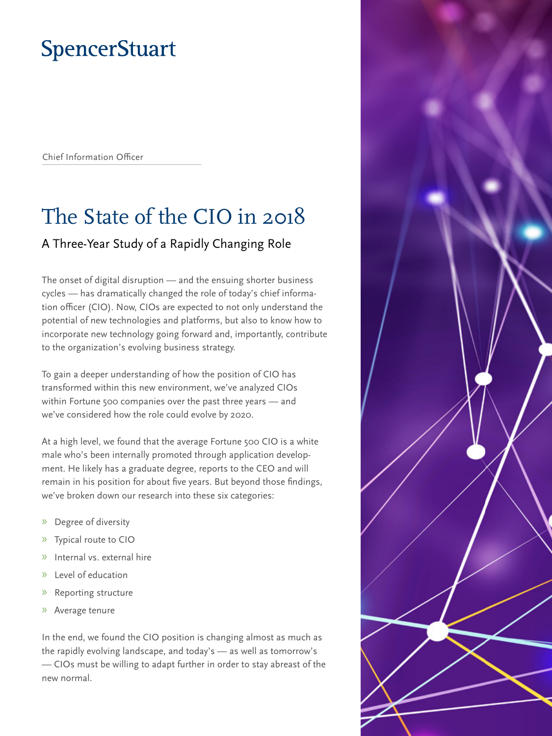SpencerStuart

Chief Information Officer

# The State of the CIO in 2018

## A Three-Year Study of a Rapidly Changing Role

The onset of digital disruption — and the ensuing shorter business cycles — has dramatically changed the role of today's chief information officer (CIO). Now, CIOs are expected to not only understand the potential of new technologies and platforms, but also to know how to incorporate new technology going forward and, importantly, contribute to the organization's evolving business strategy.

To gain a deeper understanding of how the position of CIO has transformed within this new environment, we've analyzed CIOs within Fortune 500 companies over the past three years — and we've considered how the role could evolve by 2020.

At a high level, we found that the average Fortune 500 CIO is a white male who's been internally promoted through application development. He likely has a graduate degree, reports to the CEO and will remain in his position for about five years. But beyond those findings, we've broken down our research into these six categories:

- Degree of diversity
- Typical route to CIO
- Internal vs. external hire
- Level of education
- Reporting structure
- Average tenure

In the end, we found the CIO position is changing almost as much as the rapidly evolving landscape, and today's — as well as tomorrow's — CIOs must be willing to adapt further in order to stay abreast of the new normal.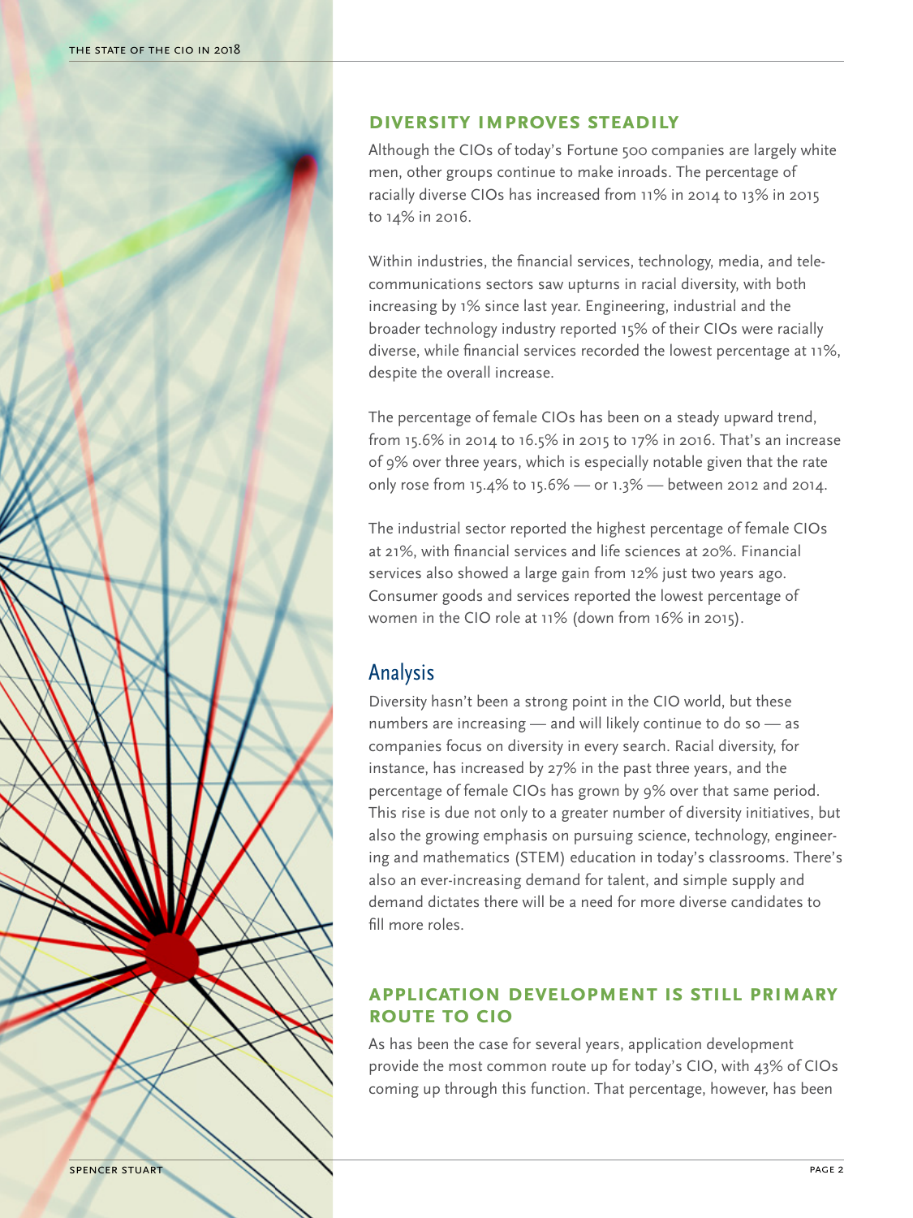## DIVERSITY IMPROVES STEADILY

Although the CIOs of today's Fortune 500 companies are largely white men, other groups continue to make inroads. The percentage of racially diverse CIOs has increased from 11% in 2014 to 13% in 2015 to 14% in 2016.

Within industries, the financial services, technology, media, and telecommunications sectors saw upturns in racial diversity, with both increasing by 1% since last year. Engineering, industrial and the broader technology industry reported 15% of their CIOs were racially diverse, while financial services recorded the lowest percentage at 11%, despite the overall increase.

The percentage of female CIOs has been on a steady upward trend, from 15.6% in 2014 to 16.5% in 2015 to 17% in 2016. That's an increase of 9% over three years, which is especially notable given that the rate only rose from 15.4% to 15.6% — or 1.3% — between 2012 and 2014.

The industrial sector reported the highest percentage of female CIOs at 21%, with financial services and life sciences at 20%. Financial services also showed a large gain from 12% just two years ago. Consumer goods and services reported the lowest percentage of women in the CIO role at 11% (down from 16% in 2015).

### Analysis

Diversity hasn't been a strong point in the CIO world, but these numbers are increasing — and will likely continue to do so — as companies focus on diversity in every search. Racial diversity, for instance, has increased by 27% in the past three years, and the percentage of female CIOs has grown by 9% over that same period. This rise is due not only to a greater number of diversity initiatives, but also the growing emphasis on pursuing science, technology, engineering and mathematics (STEM) education in today's classrooms. There's also an ever-increasing demand for talent, and simple supply and demand dictates there will be a need for more diverse candidates to fill more roles.

## APPLICATION DEVELOPMENT IS STILL PRIMARY ROUTE TO CIO

As has been the case for several years, application development provide the most common route up for today's CIO, with 43% of CIOs coming up through this function. That percentage, however, has been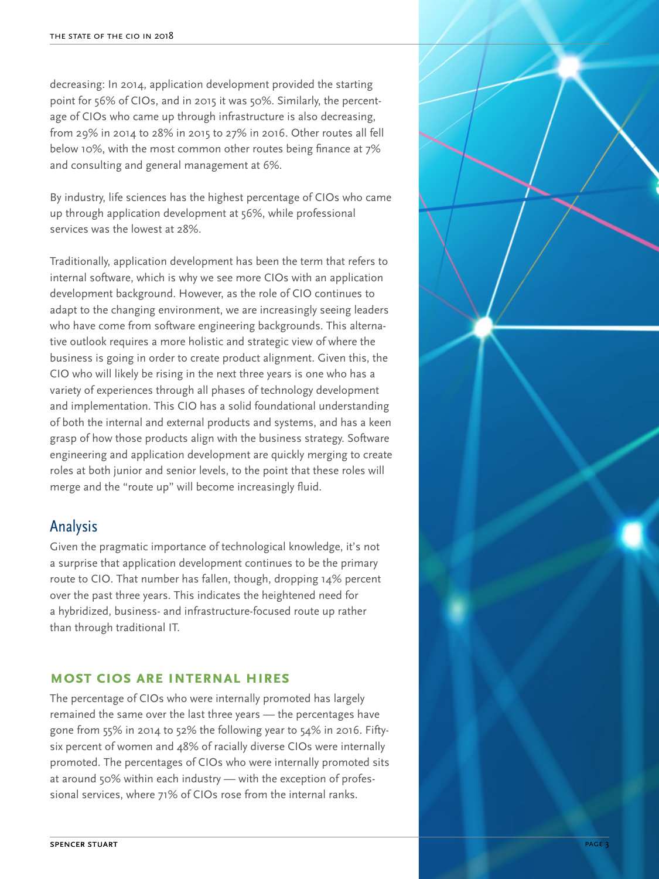decreasing: In 2014, application development provided the starting point for 56% of CIOs, and in 2015 it was 50%. Similarly, the percentage of CIOs who came up through infrastructure is also decreasing, from 29% in 2014 to 28% in 2015 to 27% in 2016. Other routes all fell below 10%, with the most common other routes being finance at 7% and consulting and general management at 6%.

By industry, life sciences has the highest percentage of CIOs who came up through application development at 56%, while professional services was the lowest at 28%.

Traditionally, application development has been the term that refers to internal software, which is why we see more CIOs with an application development background. However, as the role of CIO continues to adapt to the changing environment, we are increasingly seeing leaders who have come from software engineering backgrounds. This alternative outlook requires a more holistic and strategic view of where the business is going in order to create product alignment. Given this, the CIO who will likely be rising in the next three years is one who has a variety of experiences through all phases of technology development and implementation. This CIO has a solid foundational understanding of both the internal and external products and systems, and has a keen grasp of how those products align with the business strategy. Software engineering and application development are quickly merging to create roles at both junior and senior levels, to the point that these roles will merge and the "route up" will become increasingly fluid.

## Analysis

Given the pragmatic importance of technological knowledge, it's not a surprise that application development continues to be the primary route to CIO. That number has fallen, though, dropping 14% percent over the past three years. This indicates the heightened need for a hybridized, business- and infrastructure-focused route up rather than through traditional IT.

### MOST CIOS ARE INTERNAL HIRES

The percentage of CIOs who were internally promoted has largely remained the same over the last three years — the percentages have gone from 55% in 2014 to 52% the following year to 54% in 2016. Fifty-six percent of women and 48% of racially diverse CIOs were internally promoted. The percentages of CIOs who were internally promoted sits at around 50% within each industry — with the exception of professional services, where 71% of CIOs rose from the internal ranks.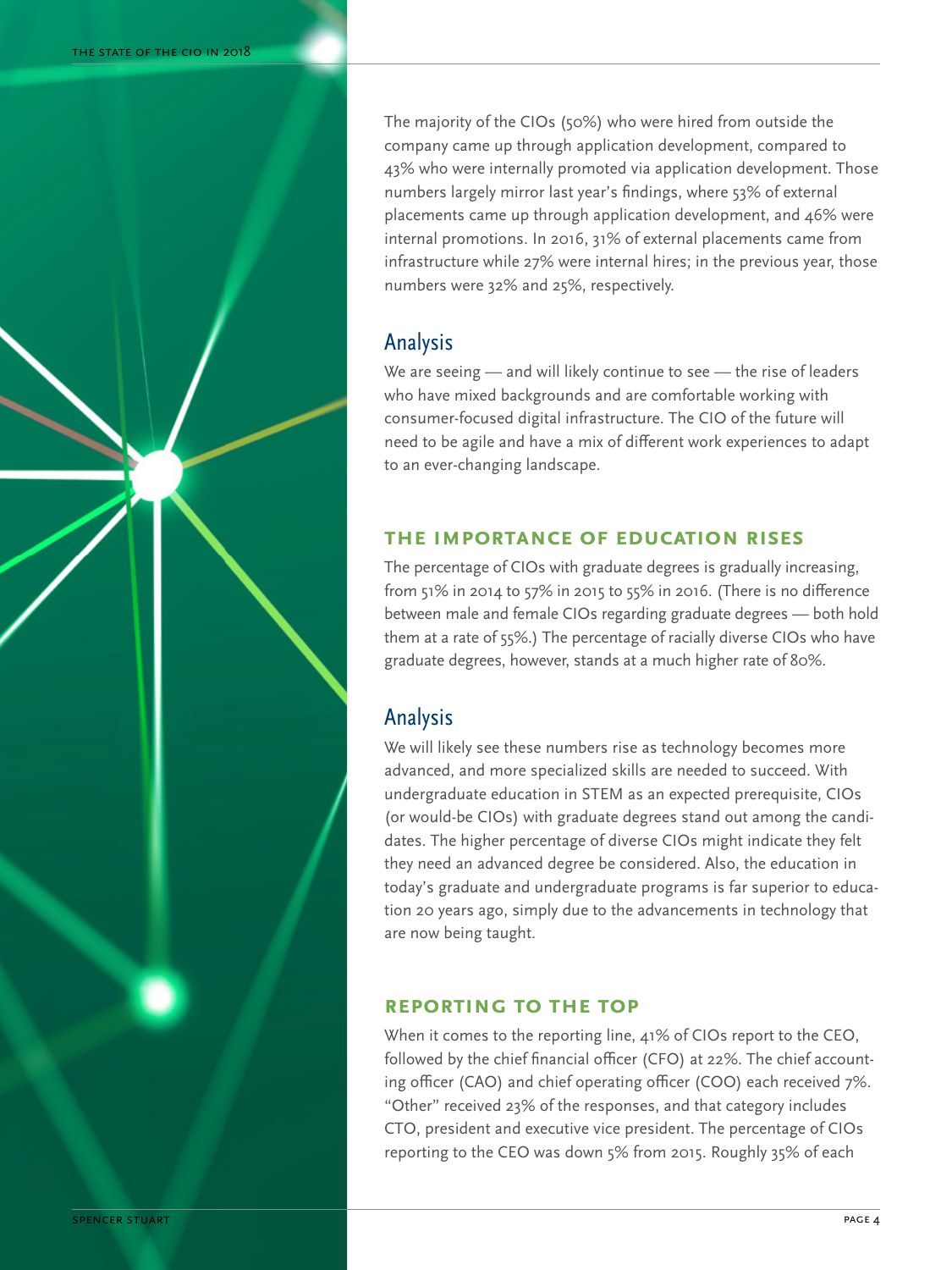The majority of the CIOs (50%) who were hired from outside the company came up through application development, compared to 43% who were internally promoted via application development. Those numbers largely mirror last year's findings, where 53% of external placements came up through application development, and 46% were internal promotions. In 2016, 31% of external placements came from infrastructure while 27% were internal hires; in the previous year, those numbers were 32% and 25%, respectively.

## Analysis

We are seeing — and will likely continue to see — the rise of leaders who have mixed backgrounds and are comfortable working with consumer-focused digital infrastructure. The CIO of the future will need to be agile and have a mix of different work experiences to adapt to an ever-changing landscape.

### THE IMPORTANCE OF EDUCATION RISES

The percentage of CIOs with graduate degrees is gradually increasing, from 51% in 2014 to 57% in 2015 to 55% in 2016. (There is no difference between male and female CIOs regarding graduate degrees — both hold them at a rate of 55%.) The percentage of racially diverse CIOs who have graduate degrees, however, stands at a much higher rate of 80%.

## Analysis

We will likely see these numbers rise as technology becomes more advanced, and more specialized skills are needed to succeed. With undergraduate education in STEM as an expected prerequisite, CIOs (or would-be CIOs) with graduate degrees stand out among the candidates. The higher percentage of diverse CIOs might indicate they felt they need an advanced degree be considered. Also, the education in today's graduate and undergraduate programs is far superior to education 20 years ago, simply due to the advancements in technology that are now being taught.

### REPORTING TO THE TOP

When it comes to the reporting line, 41% of CIOs report to the CEO, followed by the chief financial officer (CFO) at 22%. The chief accounting officer (CAO) and chief operating officer (COO) each received 7%. "Other" received 23% of the responses, and that category includes CTO, president and executive vice president. The percentage of CIOs reporting to the CEO was down 5% from 2015. Roughly 35% of each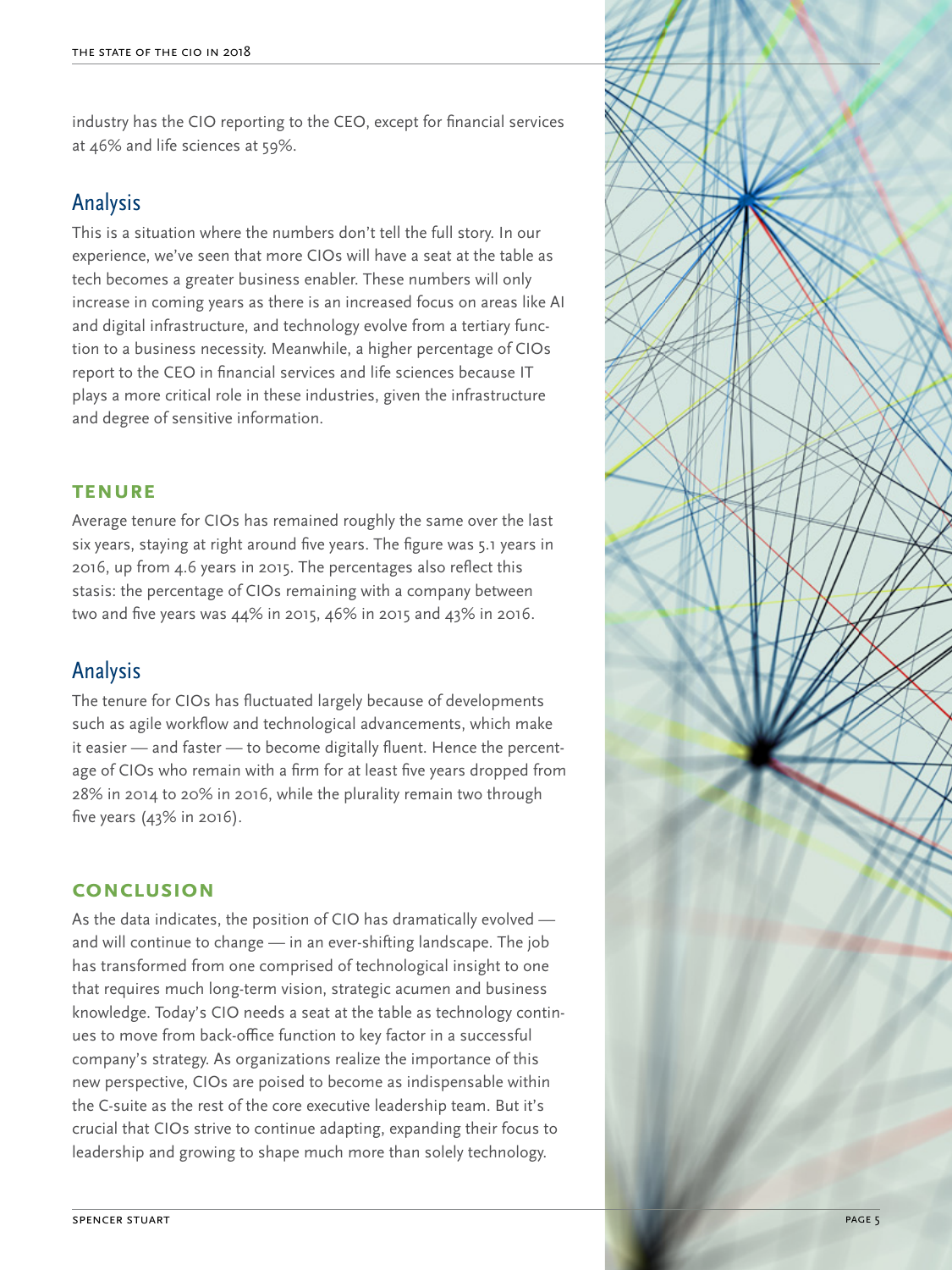industry has the CIO reporting to the CEO, except for financial services at 46% and life sciences at 59%.

## Analysis

This is a situation where the numbers don't tell the full story. In our experience, we've seen that more CIOs will have a seat at the table as tech becomes a greater business enabler. These numbers will only increase in coming years as there is an increased focus on areas like AI and digital infrastructure, and technology evolve from a tertiary function to a business necessity. Meanwhile, a higher percentage of CIOs report to the CEO in financial services and life sciences because IT plays a more critical role in these industries, given the infrastructure and degree of sensitive information.

### TENURE

Average tenure for CIOs has remained roughly the same over the last six years, staying at right around five years. The figure was 5.1 years in 2016, up from 4.6 years in 2015. The percentages also reflect this stasis: the percentage of CIOs remaining with a company between two and five years was 44% in 2015, 46% in 2015 and 43% in 2016.

## Analysis

The tenure for CIOs has fluctuated largely because of developments such as agile workflow and technological advancements, which make it easier — and faster — to become digitally fluent. Hence the percentage of CIOs who remain with a firm for at least five years dropped from 28% in 2014 to 20% in 2016, while the plurality remain two through five years (43% in 2016).

### CONCLUSION

As the data indicates, the position of CIO has dramatically evolved — and will continue to change — in an ever-shifting landscape. The job has transformed from one comprised of technological insight to one that requires much long-term vision, strategic acumen and business knowledge. Today's CIO needs a seat at the table as technology continues to move from back-office function to key factor in a successful company's strategy. As organizations realize the importance of this new perspective, CIOs are poised to become as indispensable within the C-suite as the rest of the core executive leadership team. But it's crucial that CIOs strive to continue adapting, expanding their focus to leadership and growing to shape much more than solely technology.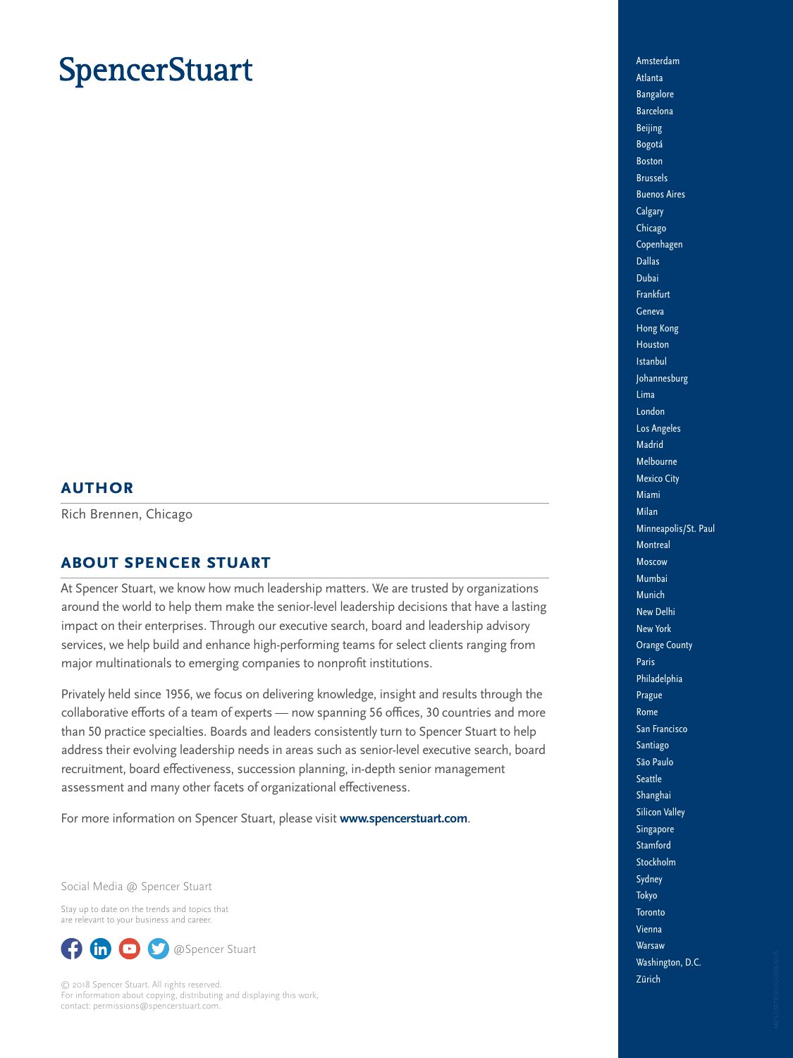# SpencerStuart

## AUTHOR

Rich Brennen, Chicago

## ABOUT SPENCER STUART

At Spencer Stuart, we know how much leadership matters. We are trusted by organizations around the world to help them make the senior-level leadership decisions that have a lasting impact on their enterprises. Through our executive search, board and leadership advisory services, we help build and enhance high-performing teams for select clients ranging from major multinationals to emerging companies to nonprofit institutions.

Privately held since 1956, we focus on delivering knowledge, insight and results through the collaborative efforts of a team of experts — now spanning 56 offices, 30 countries and more than 50 practice specialties. Boards and leaders consistently turn to Spencer Stuart to help address their evolving leadership needs in areas such as senior-level executive search, board recruitment, board effectiveness, succession planning, in-depth senior management assessment and many other facets of organizational effectiveness.

For more information on Spencer Stuart, please visit **www.spencerstuart.com**.

Social Media @ Spencer Stuart

Stay up to date on the trends and topics that are relevant to your business and career.

@Spencer Stuart

© 2018 Spencer Stuart. All rights reserved.
For information about copying, distributing and displaying this work, contact: permissions@spencerstuart.com.

Amsterdam
Atlanta
Bangalore
Barcelona
Beijing
Bogotá
Boston
Brussels
Buenos Aires
Calgary
Chicago
Copenhagen
Dallas
Dubai
Frankfurt
Geneva
Hong Kong
Houston
Istanbul
Johannesburg
Lima
London
Los Angeles
Madrid
Melbourne
Mexico City
Miami
Milan
Minneapolis/St. Paul
Montreal
Moscow
Mumbai
Munich
New Delhi
New York
Orange County
Paris
Philadelphia
Prague
Rome
San Francisco
Santiago
São Paulo
Seattle
Shanghai
Silicon Valley
Singapore
Stamford
Stockholm
Sydney
Tokyo
Toronto
Vienna
Warsaw
Washington, D.C.
Zürich